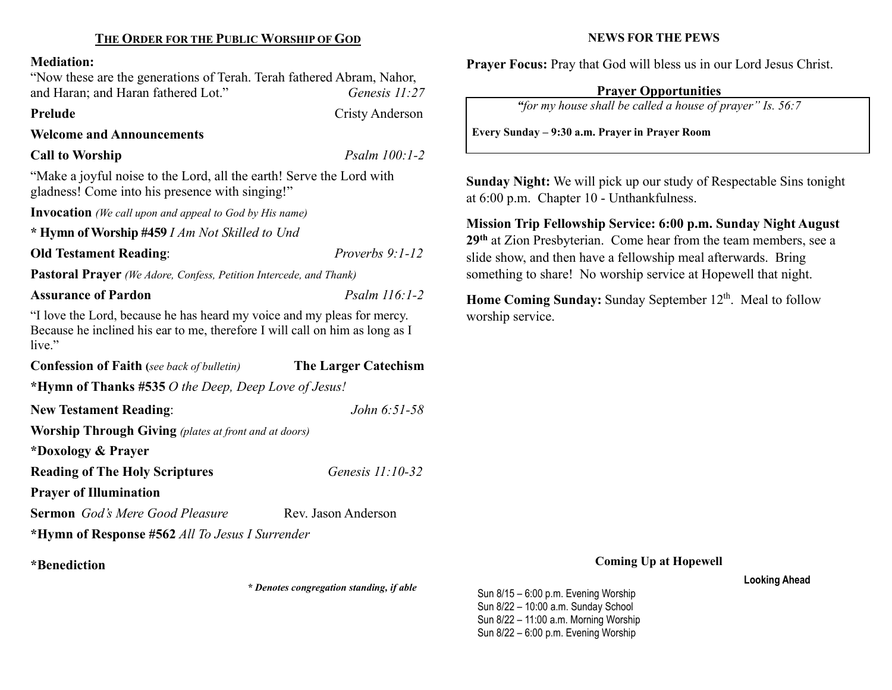## The Order for the Public Worship of God

**Mediation:**
"Now these are the generations of Terah. Terah fathered Abram, Nahor, and Haran; and Haran fathered Lot." *Genesis 11:27*

**Prelude** Cristy Anderson

**Welcome and Announcements**

**Call to Worship** *Psalm 100:1-2*

"Make a joyful noise to the Lord, all the earth! Serve the Lord with gladness! Come into his presence with singing!"

**Invocation** *(We call upon and appeal to God by His name)*

**\* Hymn of Worship #459** *I Am Not Skilled to Und*

**Old Testament Reading**: *Proverbs 9:1-12*

**Pastoral Prayer** *(We Adore, Confess, Petition Intercede, and Thank)*

**Assurance of Pardon** *Psalm 116:1-2*

"I love the Lord, because he has heard my voice and my pleas for mercy. Because he inclined his ear to me, therefore I will call on him as long as I live."

**Confession of Faith (***see back of bulletin***)** **The Larger Catechism**

**\*Hymn of Thanks #535** *O the Deep, Deep Love of Jesus!*

**New Testament Reading**: *John 6:51-58*

**Worship Through Giving** *(plates at front and at doors)*

**\*Doxology & Prayer**

**Reading of The Holy Scriptures** *Genesis 11:10-32*

**Prayer of Illumination**

**Sermon** *God's Mere Good Pleasure* Rev. Jason Anderson

**\*Hymn of Response #562** *All To Jesus I Surrender*

**\*Benediction**

***\* Denotes congregation standing, if able***

## NEWS FOR THE PEWS

**Prayer Focus:** Pray that God will bless us in our Lord Jesus Christ.

### Prayer Opportunities

*"for my house shall be called a house of prayer" Is. 56:7*

**Every Sunday – 9:30 a.m. Prayer in Prayer Room**

**Sunday Night:** We will pick up our study of Respectable Sins tonight at 6:00 p.m. Chapter 10 - Unthankfulness.

**Mission Trip Fellowship Service: 6:00 p.m. Sunday Night August 29th** at Zion Presbyterian. Come hear from the team members, see a slide show, and then have a fellowship meal afterwards. Bring something to share! No worship service at Hopewell that night.

**Home Coming Sunday:** Sunday September 12th. Meal to follow worship service.

### Coming Up at Hopewell

**Looking Ahead**

Sun 8/15 – 6:00 p.m. Evening Worship
Sun 8/22 – 10:00 a.m. Sunday School
Sun 8/22 – 11:00 a.m. Morning Worship
Sun 8/22 – 6:00 p.m. Evening Worship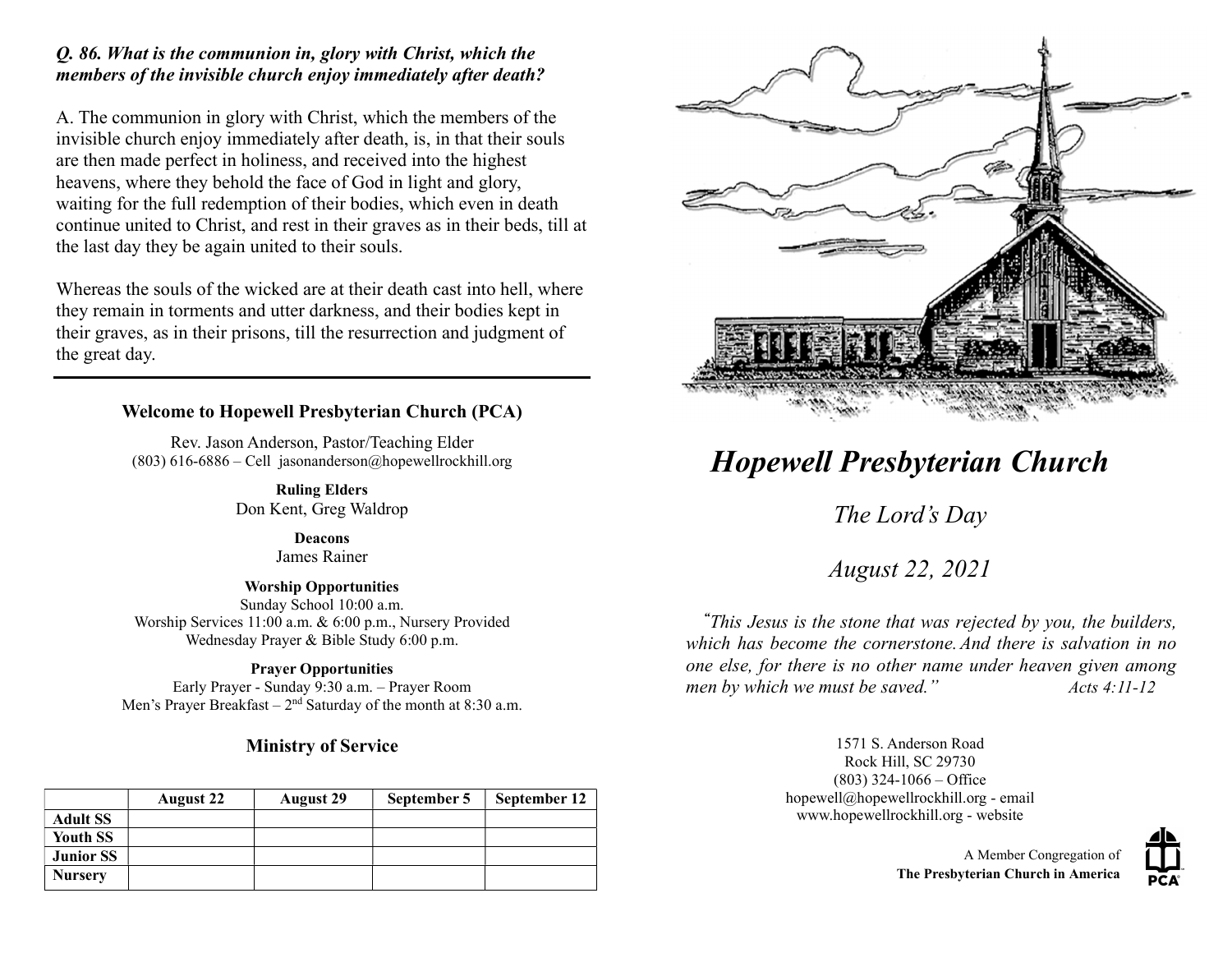*Q. 86. What is the communion in, glory with Christ, which the members of the invisible church enjoy immediately after death?*

A. The communion in glory with Christ, which the members of the invisible church enjoy immediately after death, is, in that their souls are then made perfect in holiness, and received into the highest heavens, where they behold the face of God in light and glory, waiting for the full redemption of their bodies, which even in death continue united to Christ, and rest in their graves as in their beds, till at the last day they be again united to their souls.

Whereas the souls of the wicked are at their death cast into hell, where they remain in torments and utter darkness, and their bodies kept in their graves, as in their prisons, till the resurrection and judgment of the great day.

---

**Welcome to Hopewell Presbyterian Church (PCA)**

Rev. Jason Anderson, Pastor/Teaching Elder
(803) 616-6886 – Cell jasonanderson@hopewellrockhill.org

**Ruling Elders**
Don Kent, Greg Waldrop

**Deacons**
James Rainer

**Worship Opportunities**
Sunday School 10:00 a.m.
Worship Services 11:00 a.m. & 6:00 p.m., Nursery Provided
Wednesday Prayer & Bible Study 6:00 p.m.

**Prayer Opportunities**
Early Prayer - Sunday 9:30 a.m. – Prayer Room
Men's Prayer Breakfast – 2nd Saturday of the month at 8:30 a.m.

## Ministry of Service

| | August 22 | August 29 | September 5 | September 12 |
|---|---|---|---|---|
| **Adult SS** | | | | |
| **Youth SS** | | | | |
| **Junior SS** | | | | |
| **Nursery** | | | | |

# *Hopewell Presbyterian Church*

*The Lord's Day*

*August 22, 2021*

*"This Jesus is the stone that was rejected by you, the builders, which has become the cornerstone. And there is salvation in no one else, for there is no other name under heaven given among men by which we must be saved."* *Acts 4:11-12*

1571 S. Anderson Road
Rock Hill, SC 29730
(803) 324-1066 – Office
hopewell@hopewellrockhill.org - email
www.hopewellrockhill.org - website

A Member Congregation of
**The Presbyterian Church in America**